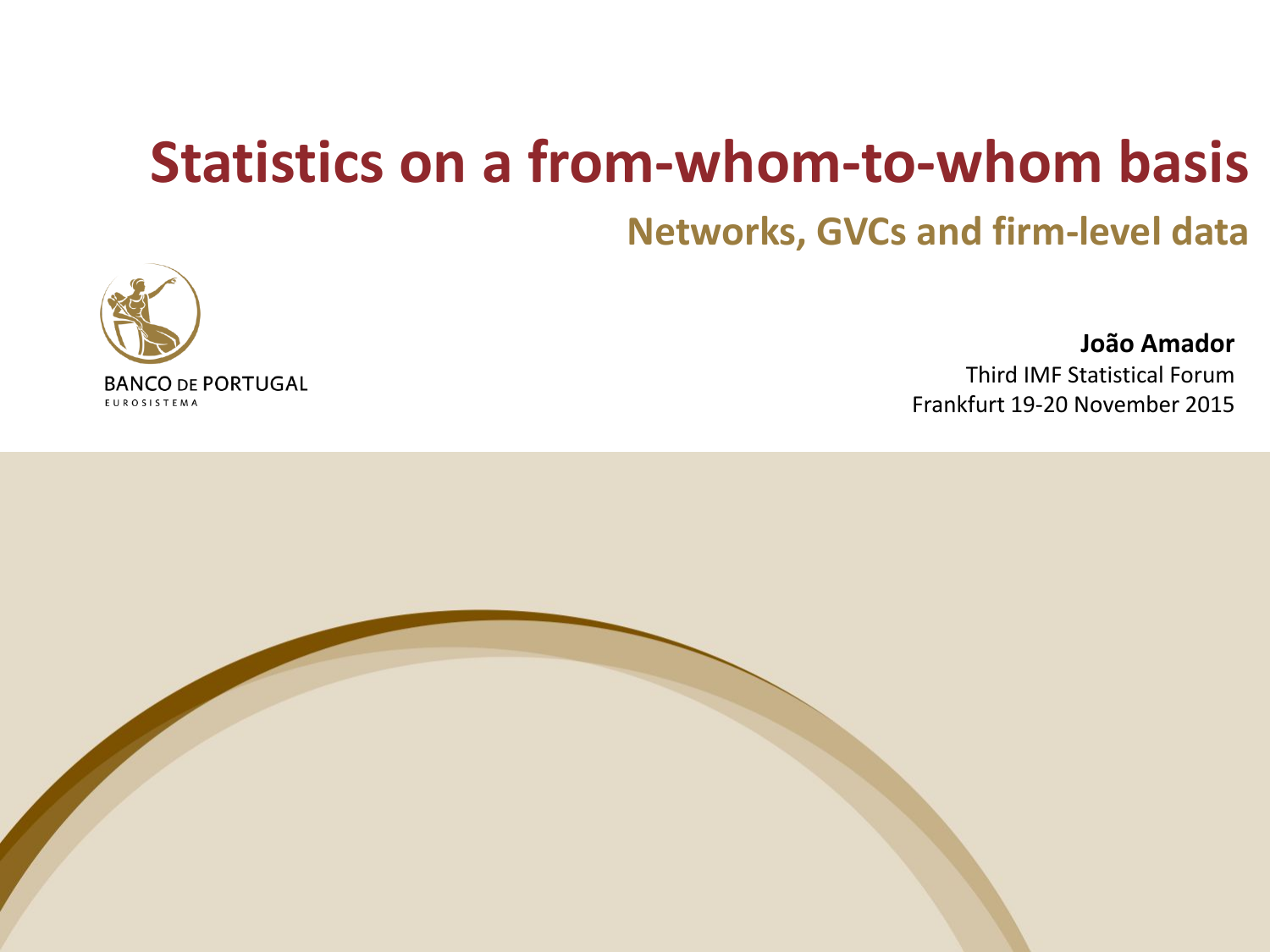# Statistics on a from-whom-to-whom basis

## Networks, GVCs and firm-level data

BANCO DE PORTUGAL
EUROSISTEMA

**João Amador**
Third IMF Statistical Forum
Frankfurt 19-20 November 2015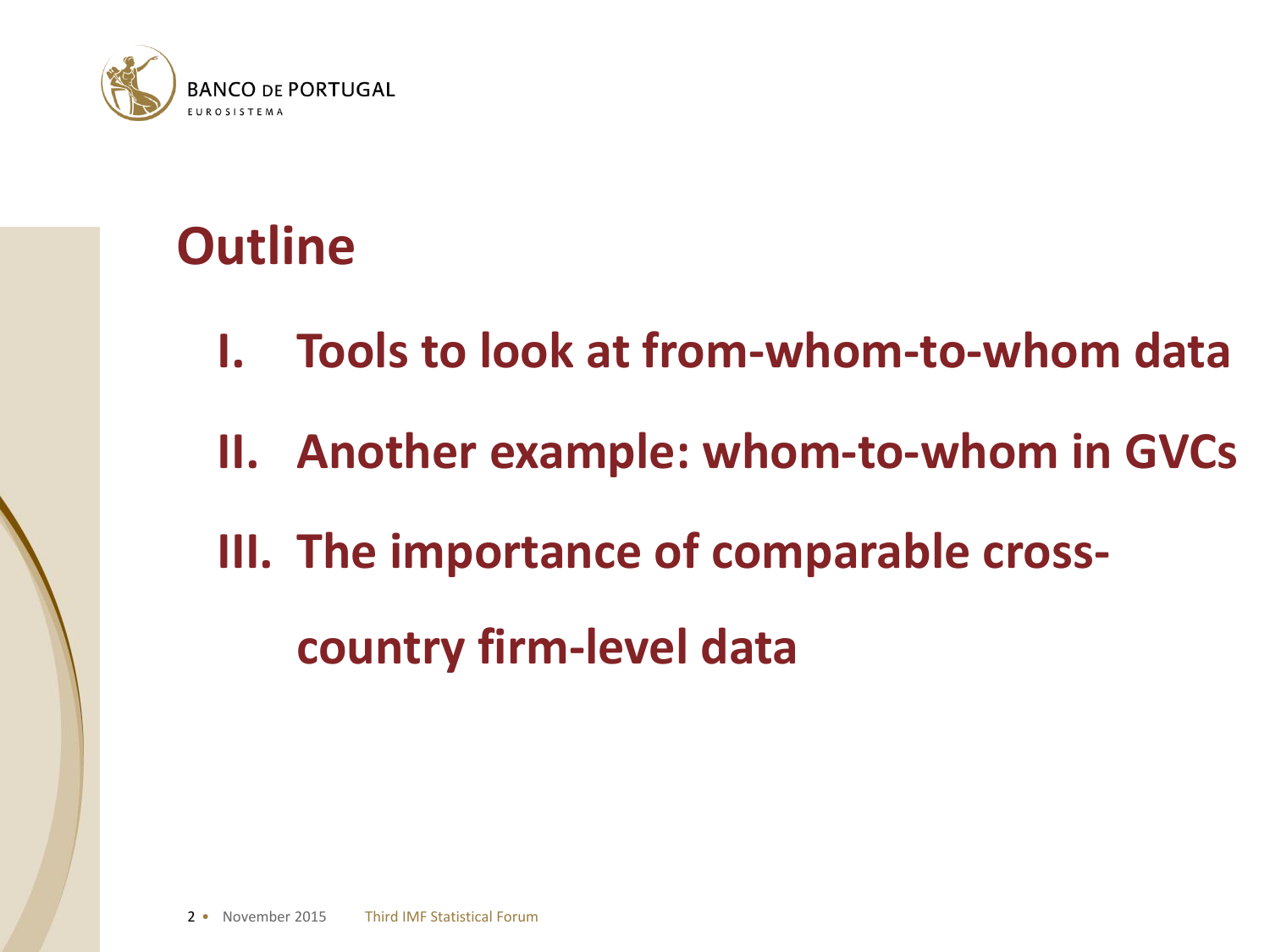# Outline

I. **Tools to look at from-whom-to-whom data**

II. **Another example: whom-to-whom in GVCs**

III. **The importance of comparable cross-country firm-level data**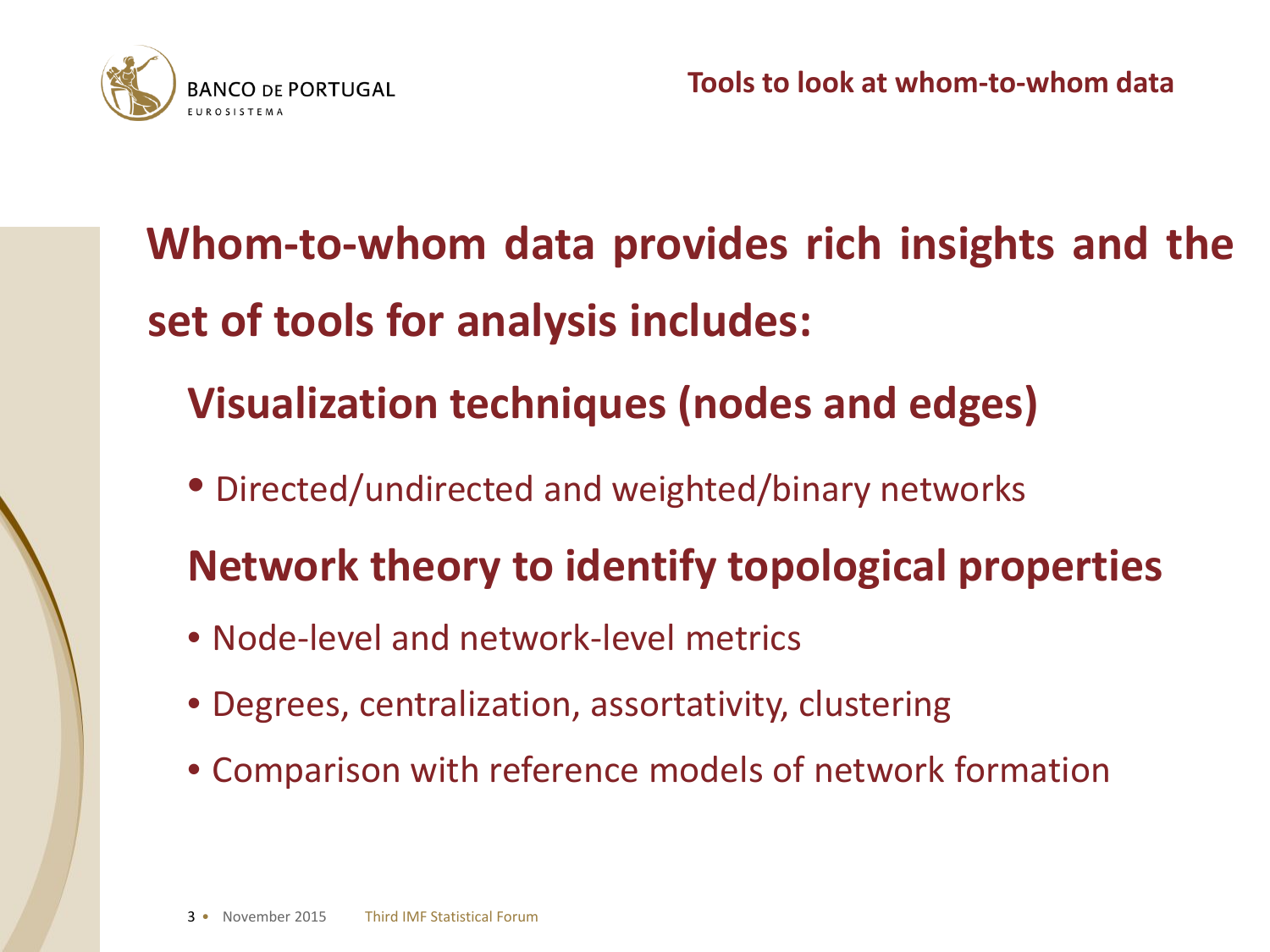## Tools to look at whom-to-whom data

# Whom-to-whom data provides rich insights and the set of tools for analysis includes:

### Visualization techniques (nodes and edges)

- Directed/undirected and weighted/binary networks

### Network theory to identify topological properties

- Node-level and network-level metrics
- Degrees, centralization, assortativity, clustering
- Comparison with reference models of network formation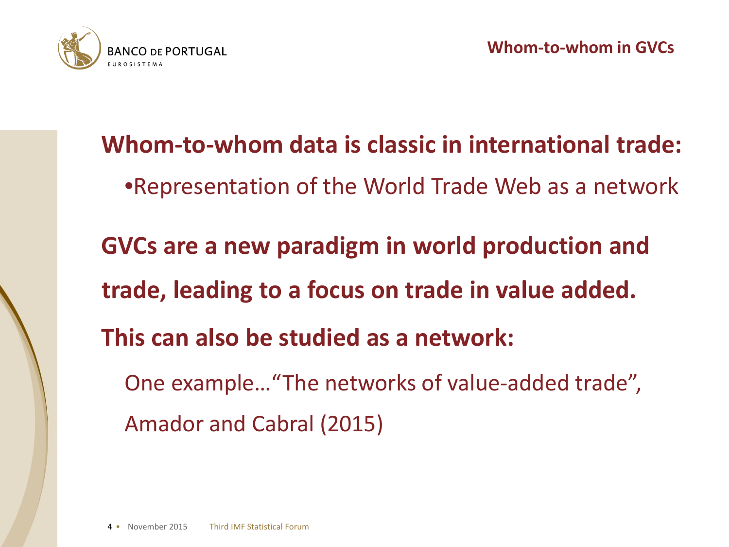## Whom-to-whom in GVCs

**Whom-to-whom data is classic in international trade:**

- Representation of the World Trade Web as a network

**GVCs are a new paradigm in world production and trade, leading to a focus on trade in value added.**

**This can also be studied as a network:**

One example…"The networks of value-added trade", Amador and Cabral (2015)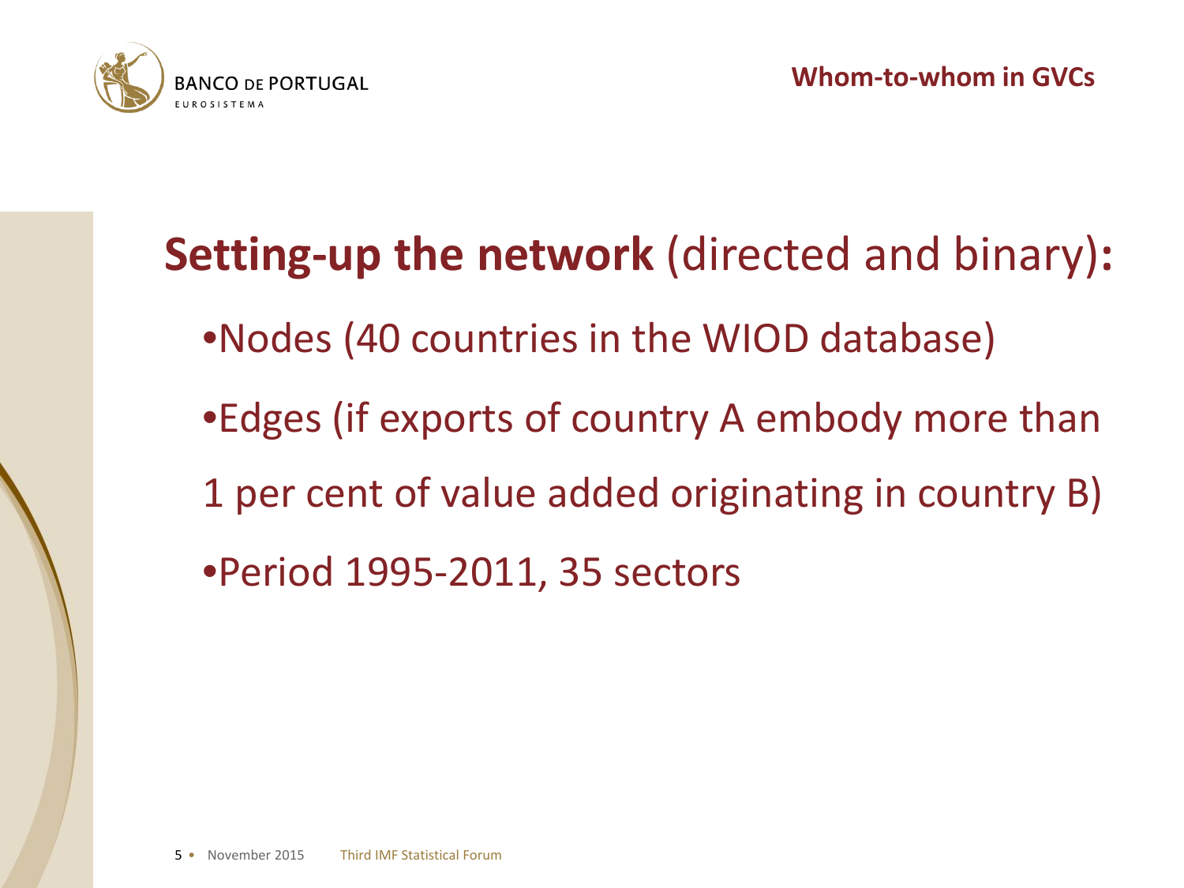**Setting-up the network** (directed and binary):

- Nodes (40 countries in the WIOD database)
- Edges (if exports of country A embody more than 1 per cent of value added originating in country B)
- Period 1995-2011, 35 sectors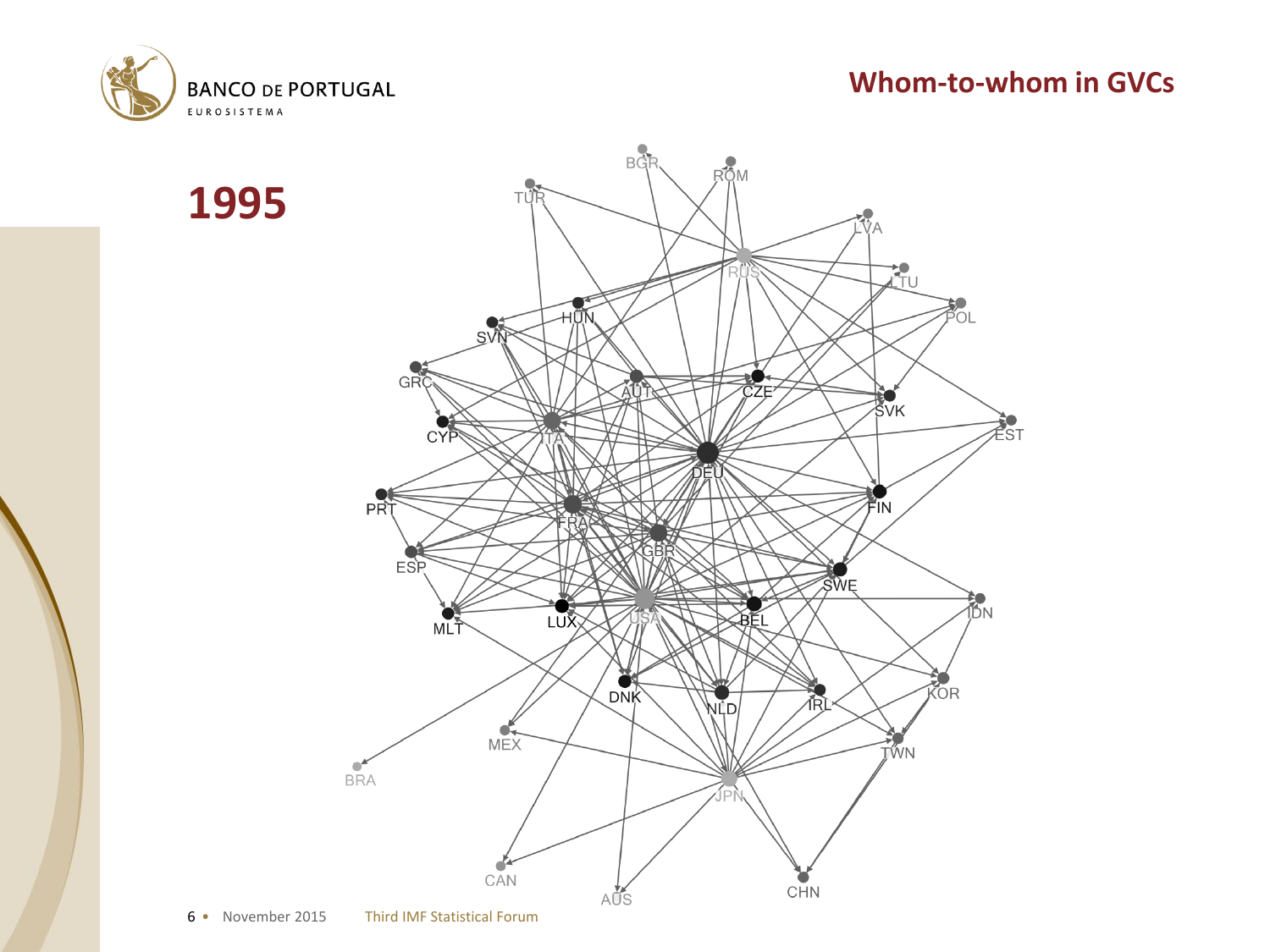# Whom-to-whom in GVCs

## 1995

TUR BGR ROM LVA RUS LTU POL HUN SVN GRC AUT CZE SVK CYP ITA DEU EST PRT FRA FIN GBR ESP SWE IDN MLT LUX USA BEL DNK NLD IRL KOR MEX TWN BRA JPN CAN AUS CHN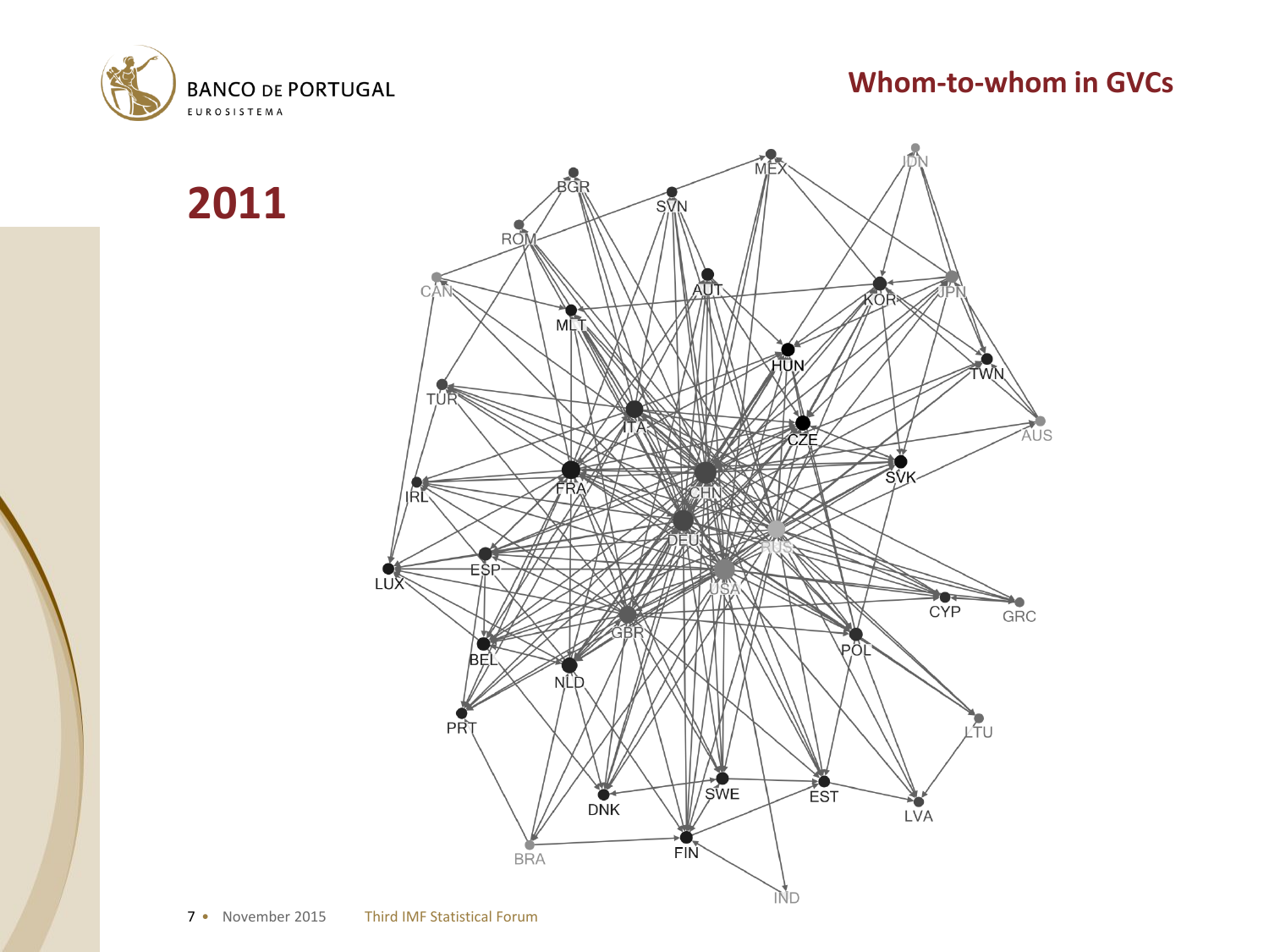# Whom-to-whom in GVCs

## 2011

BGR, SVN, MEX, IDN, ROM, CAN, AUT, KOR, JPN, MLT, HUN, TWN, TUR, ITA, CZE, AUS, FRA, CHN, SVK, IRL, DEU, RUS, LUX, ESP, USA, CYP, GRC, GBR, POL, BEL, NLD, PRT, LTU, SWE, EST, DNK, LVA, FIN, BRA, IND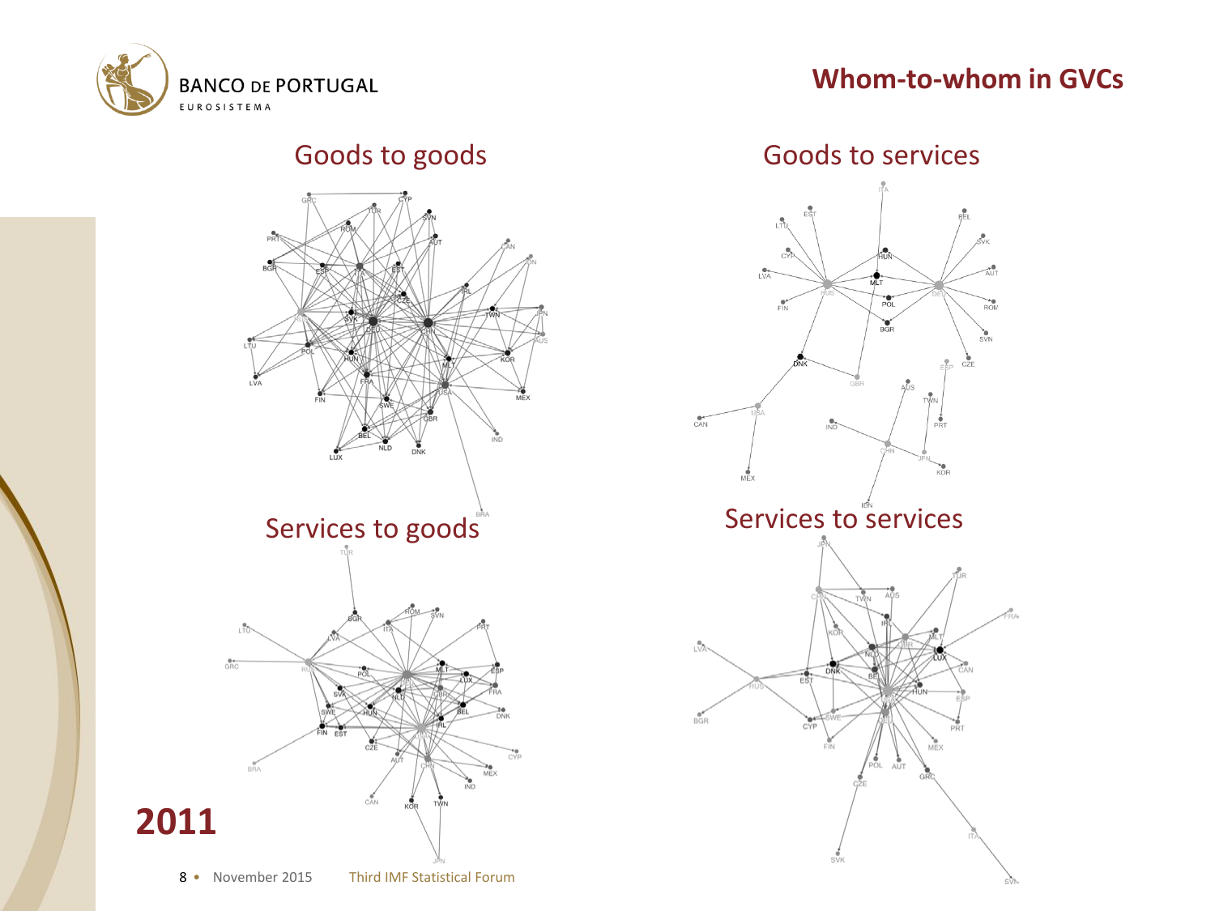# Whom-to-whom in GVCs

## Goods to goods

## Goods to services

## Services to goods

## Services to services

**2011**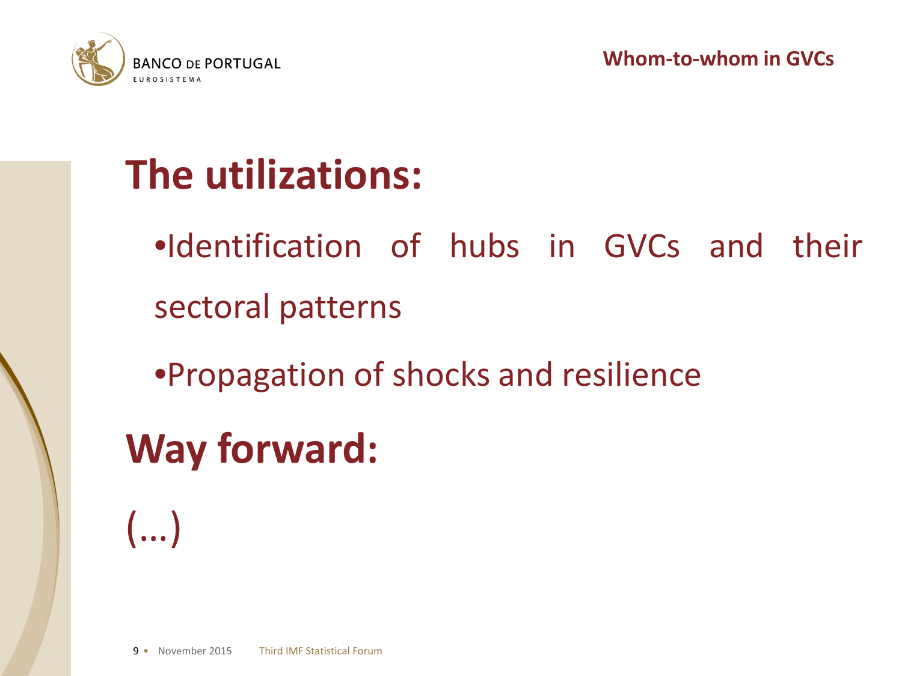## The utilizations:

- Identification of hubs in GVCs and their sectoral patterns
- Propagation of shocks and resilience

## Way forward:

(...)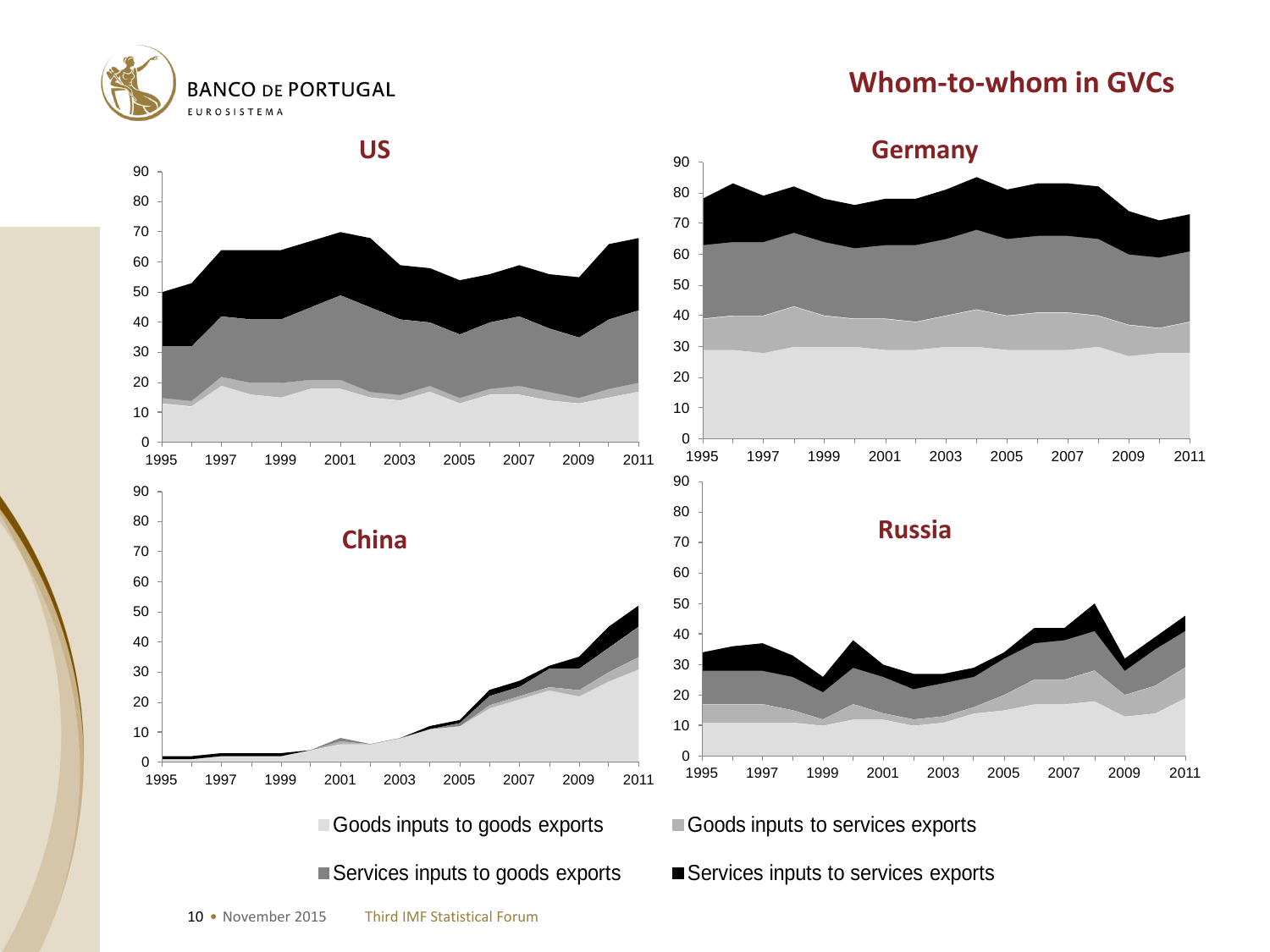# Whom-to-whom in GVCs

## US

## Germany

## China

## Russia

Goods inputs to goods exports

Goods inputs to services exports

Services inputs to goods exports

Services inputs to services exports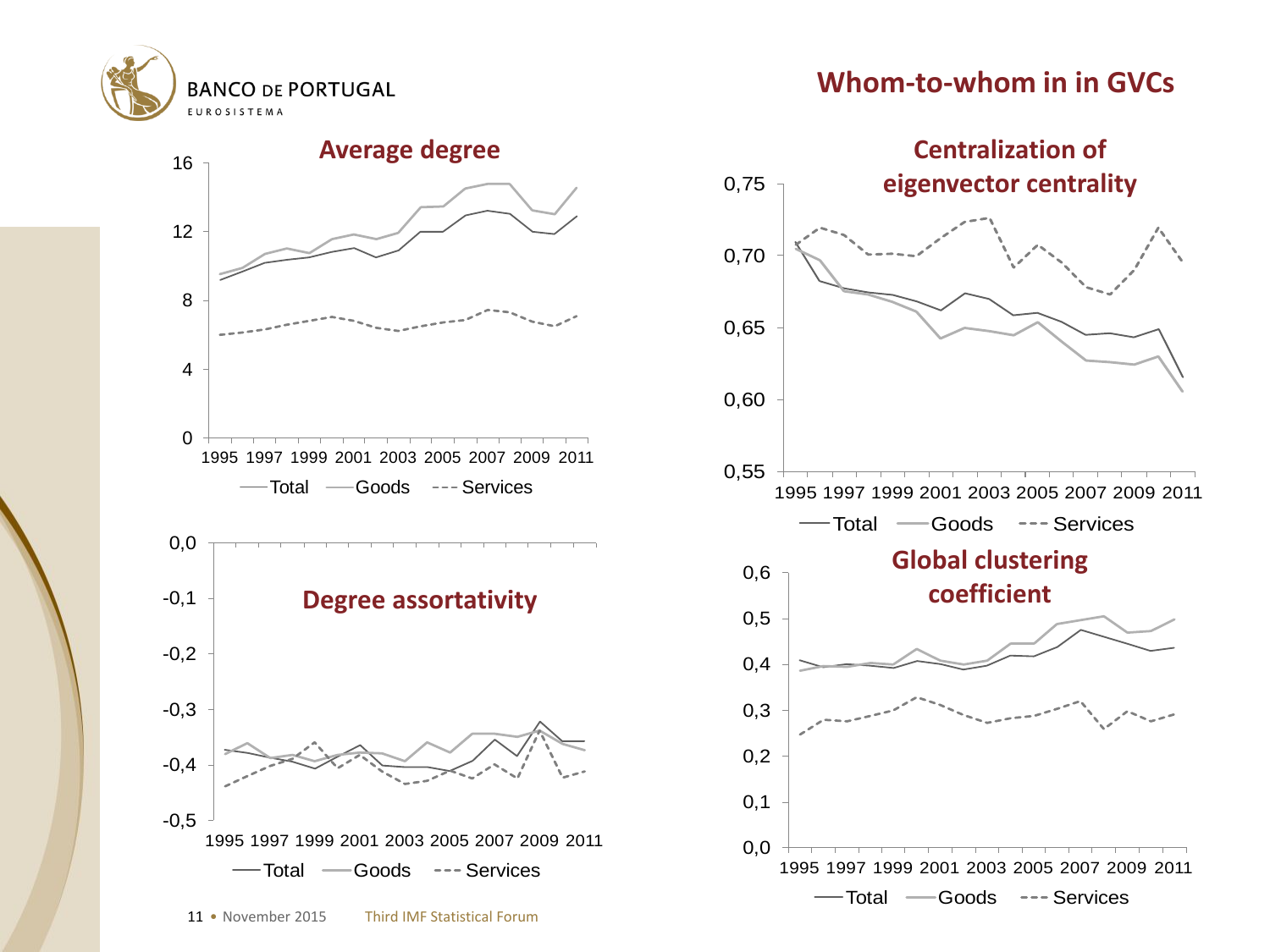# Whom-to-whom in in GVCs

## Average degree

## Centralization of eigenvector centrality

## Degree assortativity

## Global clustering coefficient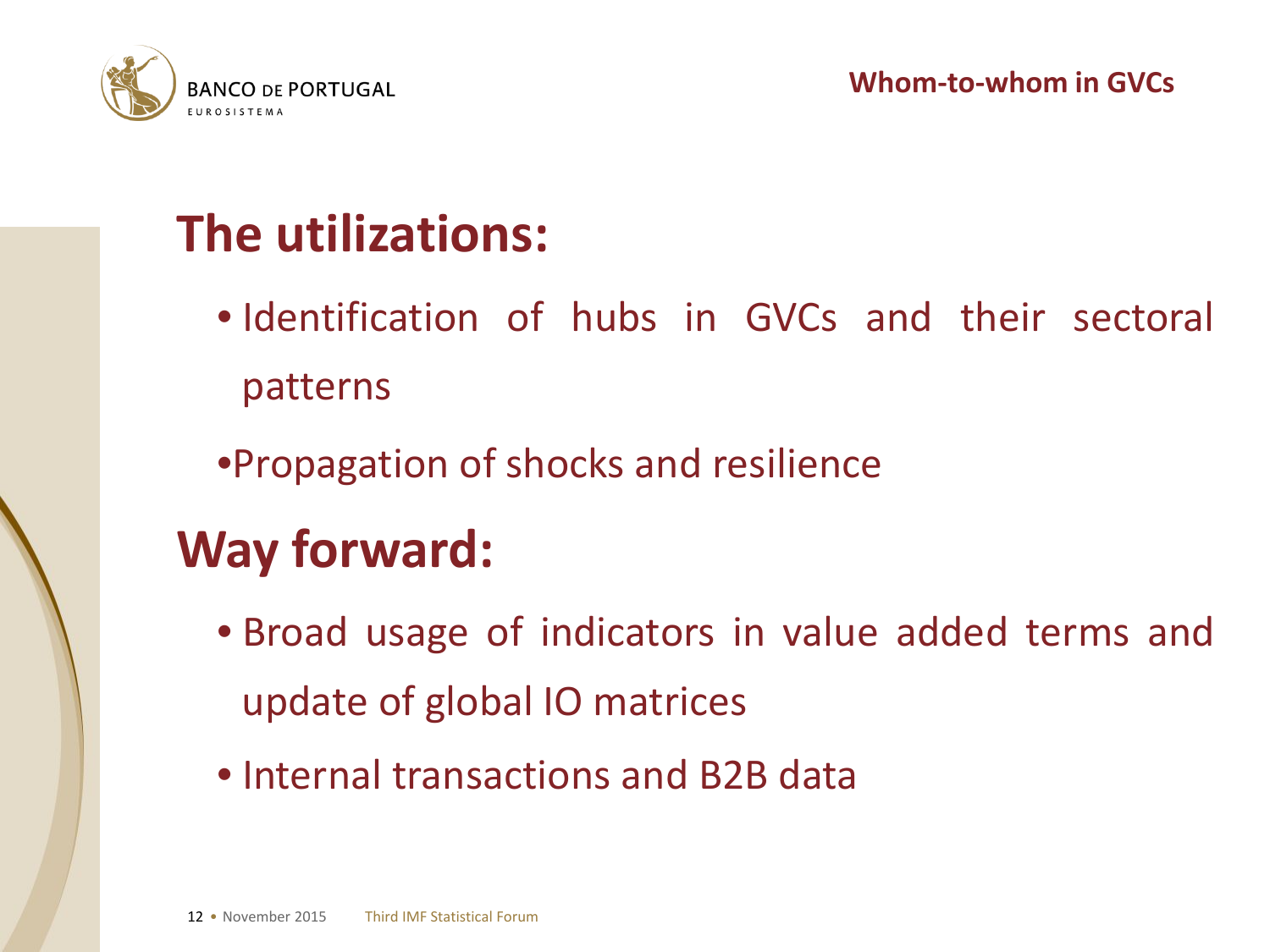# The utilizations:

- Identification of hubs in GVCs and their sectoral patterns
- Propagation of shocks and resilience

# Way forward:

- Broad usage of indicators in value added terms and update of global IO matrices
- Internal transactions and B2B data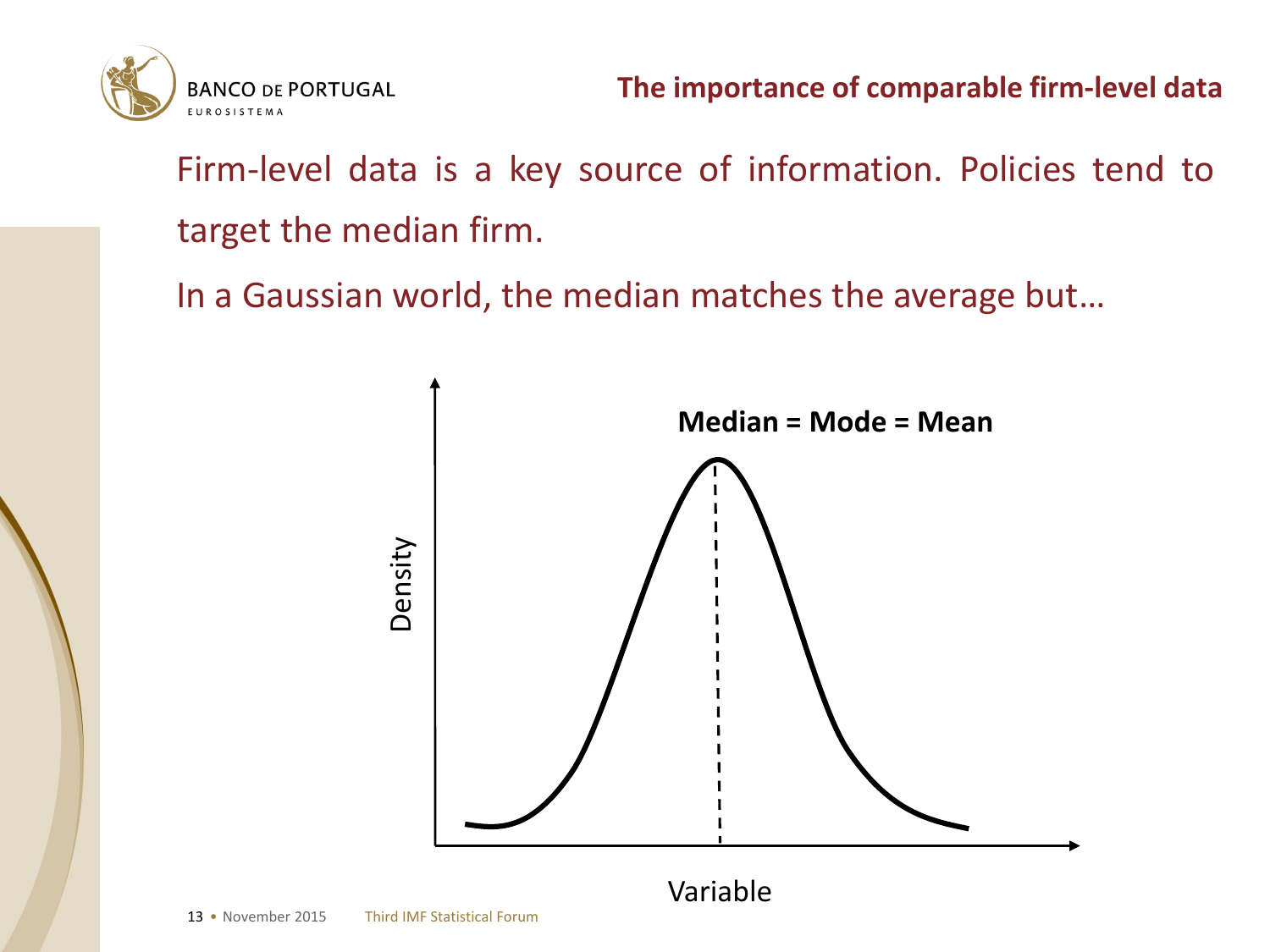## The importance of comparable firm-level data

Firm-level data is a key source of information. Policies tend to target the median firm.

In a Gaussian world, the median matches the average but…

**Median = Mode = Mean**

Density

Variable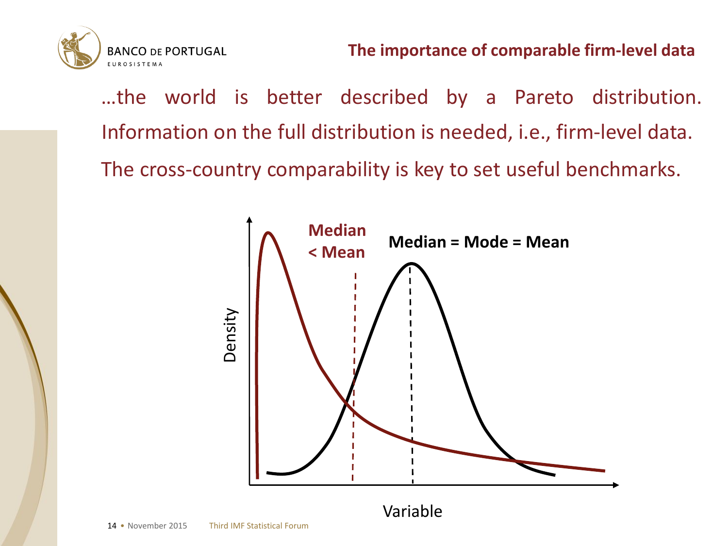## The importance of comparable firm-level data

…the world is better described by a Pareto distribution. Information on the full distribution is needed, i.e., firm-level data. The cross-country comparability is key to set useful benchmarks.

Median < Mean

Median = Mode = Mean

Density

Variable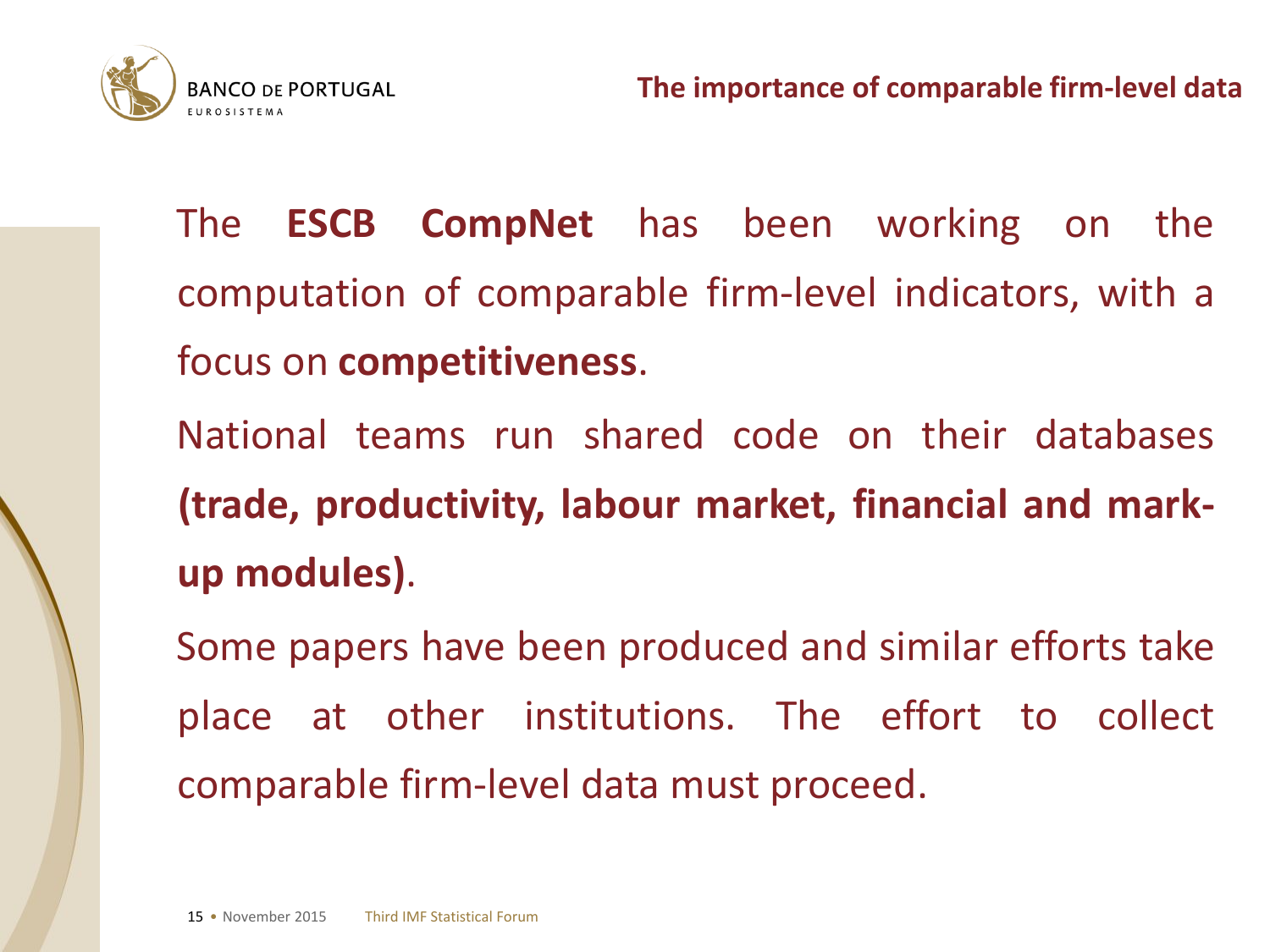## The importance of comparable firm-level data

The **ESCB CompNet** has been working on the computation of comparable firm-level indicators, with a focus on **competitiveness**.

National teams run shared code on their databases **(trade, productivity, labour market, financial and mark-up modules)**.

Some papers have been produced and similar efforts take place at other institutions. The effort to collect comparable firm-level data must proceed.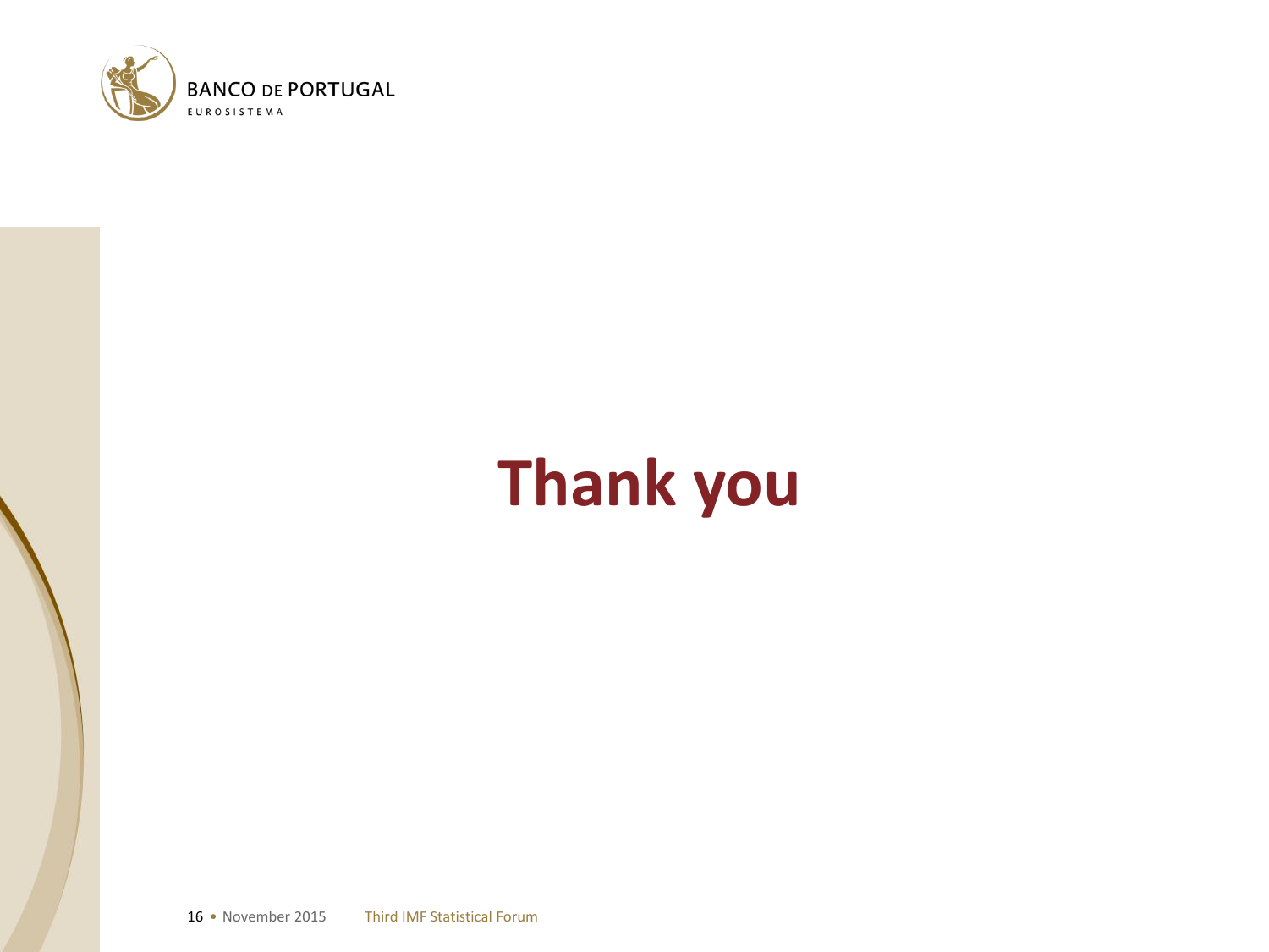# Thank you